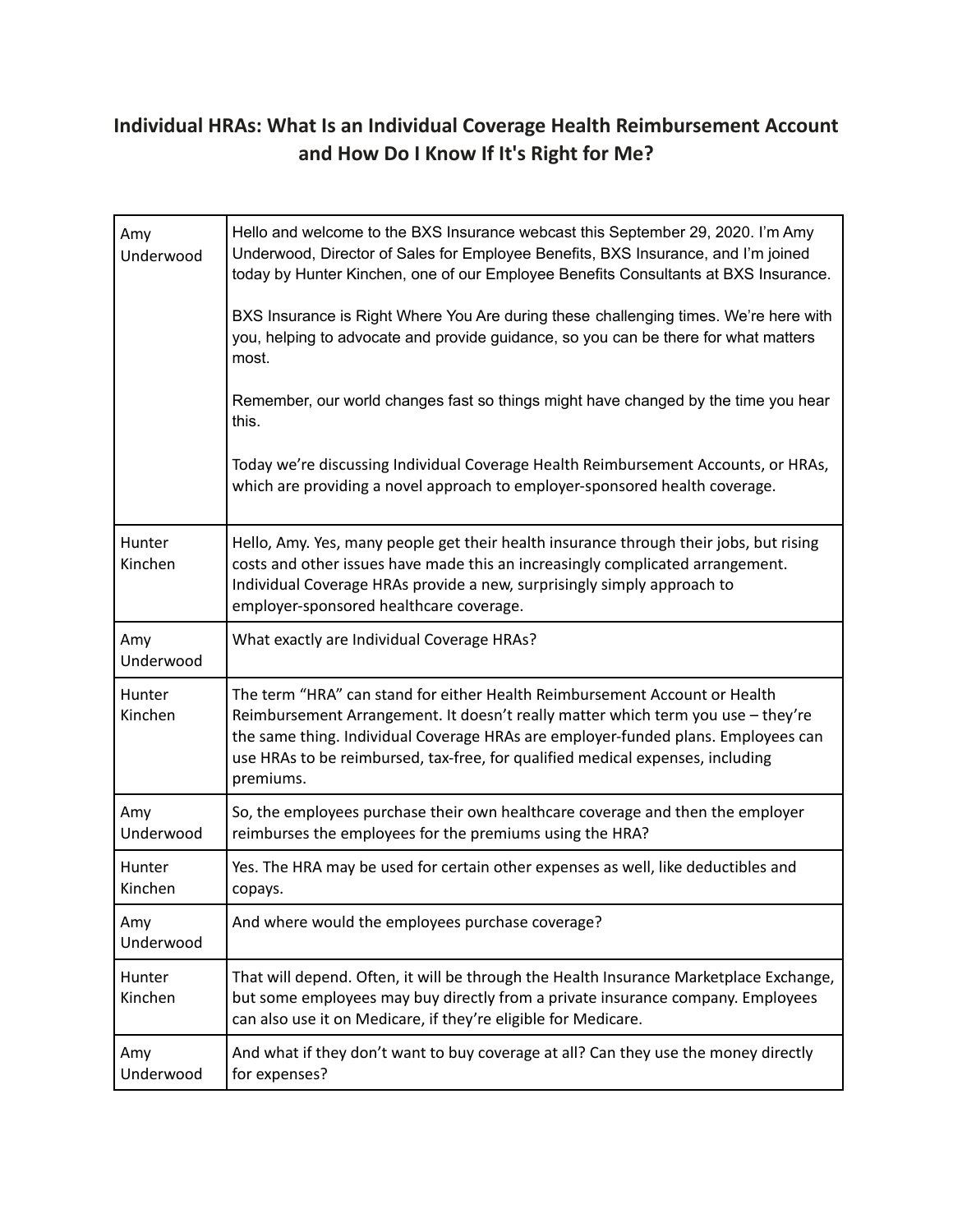# Individual HRAs: What Is an Individual Coverage Health Reimbursement Account and How Do I Know If It's Right for Me?

| | |
|---|---|
| Amy Underwood | Hello and welcome to the BXS Insurance webcast this September 29, 2020. I'm Amy Underwood, Director of Sales for Employee Benefits, BXS Insurance, and I'm joined today by Hunter Kinchen, one of our Employee Benefits Consultants at BXS Insurance.<br><br>BXS Insurance is Right Where You Are during these challenging times. We're here with you, helping to advocate and provide guidance, so you can be there for what matters most.<br><br>Remember, our world changes fast so things might have changed by the time you hear this.<br><br>Today we're discussing Individual Coverage Health Reimbursement Accounts, or HRAs, which are providing a novel approach to employer-sponsored health coverage. |
| Hunter Kinchen | Hello, Amy. Yes, many people get their health insurance through their jobs, but rising costs and other issues have made this an increasingly complicated arrangement. Individual Coverage HRAs provide a new, surprisingly simply approach to employer-sponsored healthcare coverage. |
| Amy Underwood | What exactly are Individual Coverage HRAs? |
| Hunter Kinchen | The term "HRA" can stand for either Health Reimbursement Account or Health Reimbursement Arrangement. It doesn't really matter which term you use – they're the same thing. Individual Coverage HRAs are employer-funded plans. Employees can use HRAs to be reimbursed, tax-free, for qualified medical expenses, including premiums. |
| Amy Underwood | So, the employees purchase their own healthcare coverage and then the employer reimburses the employees for the premiums using the HRA? |
| Hunter Kinchen | Yes. The HRA may be used for certain other expenses as well, like deductibles and copays. |
| Amy Underwood | And where would the employees purchase coverage? |
| Hunter Kinchen | That will depend. Often, it will be through the Health Insurance Marketplace Exchange, but some employees may buy directly from a private insurance company. Employees can also use it on Medicare, if they're eligible for Medicare. |
| Amy Underwood | And what if they don't want to buy coverage at all? Can they use the money directly for expenses? |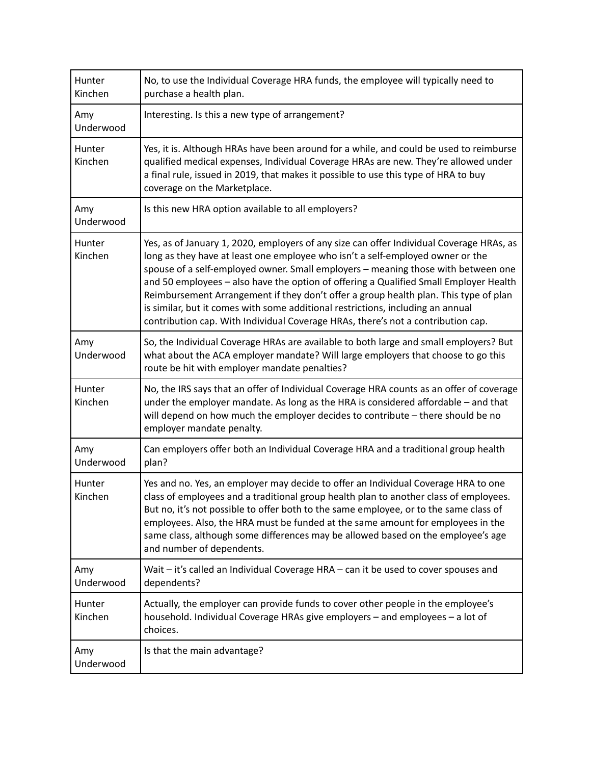| Hunter Kinchen | No, to use the Individual Coverage HRA funds, the employee will typically need to purchase a health plan. |
|---|---|
| Amy Underwood | Interesting. Is this a new type of arrangement? |
| Hunter Kinchen | Yes, it is. Although HRAs have been around for a while, and could be used to reimburse qualified medical expenses, Individual Coverage HRAs are new. They're allowed under a final rule, issued in 2019, that makes it possible to use this type of HRA to buy coverage on the Marketplace. |
| Amy Underwood | Is this new HRA option available to all employers? |
| Hunter Kinchen | Yes, as of January 1, 2020, employers of any size can offer Individual Coverage HRAs, as long as they have at least one employee who isn't a self-employed owner or the spouse of a self-employed owner. Small employers – meaning those with between one and 50 employees – also have the option of offering a Qualified Small Employer Health Reimbursement Arrangement if they don't offer a group health plan. This type of plan is similar, but it comes with some additional restrictions, including an annual contribution cap. With Individual Coverage HRAs, there's not a contribution cap. |
| Amy Underwood | So, the Individual Coverage HRAs are available to both large and small employers? But what about the ACA employer mandate? Will large employers that choose to go this route be hit with employer mandate penalties? |
| Hunter Kinchen | No, the IRS says that an offer of Individual Coverage HRA counts as an offer of coverage under the employer mandate. As long as the HRA is considered affordable – and that will depend on how much the employer decides to contribute – there should be no employer mandate penalty. |
| Amy Underwood | Can employers offer both an Individual Coverage HRA and a traditional group health plan? |
| Hunter Kinchen | Yes and no. Yes, an employer may decide to offer an Individual Coverage HRA to one class of employees and a traditional group health plan to another class of employees. But no, it's not possible to offer both to the same employee, or to the same class of employees. Also, the HRA must be funded at the same amount for employees in the same class, although some differences may be allowed based on the employee's age and number of dependents. |
| Amy Underwood | Wait – it's called an Individual Coverage HRA – can it be used to cover spouses and dependents? |
| Hunter Kinchen | Actually, the employer can provide funds to cover other people in the employee's household. Individual Coverage HRAs give employers – and employees – a lot of choices. |
| Amy Underwood | Is that the main advantage? |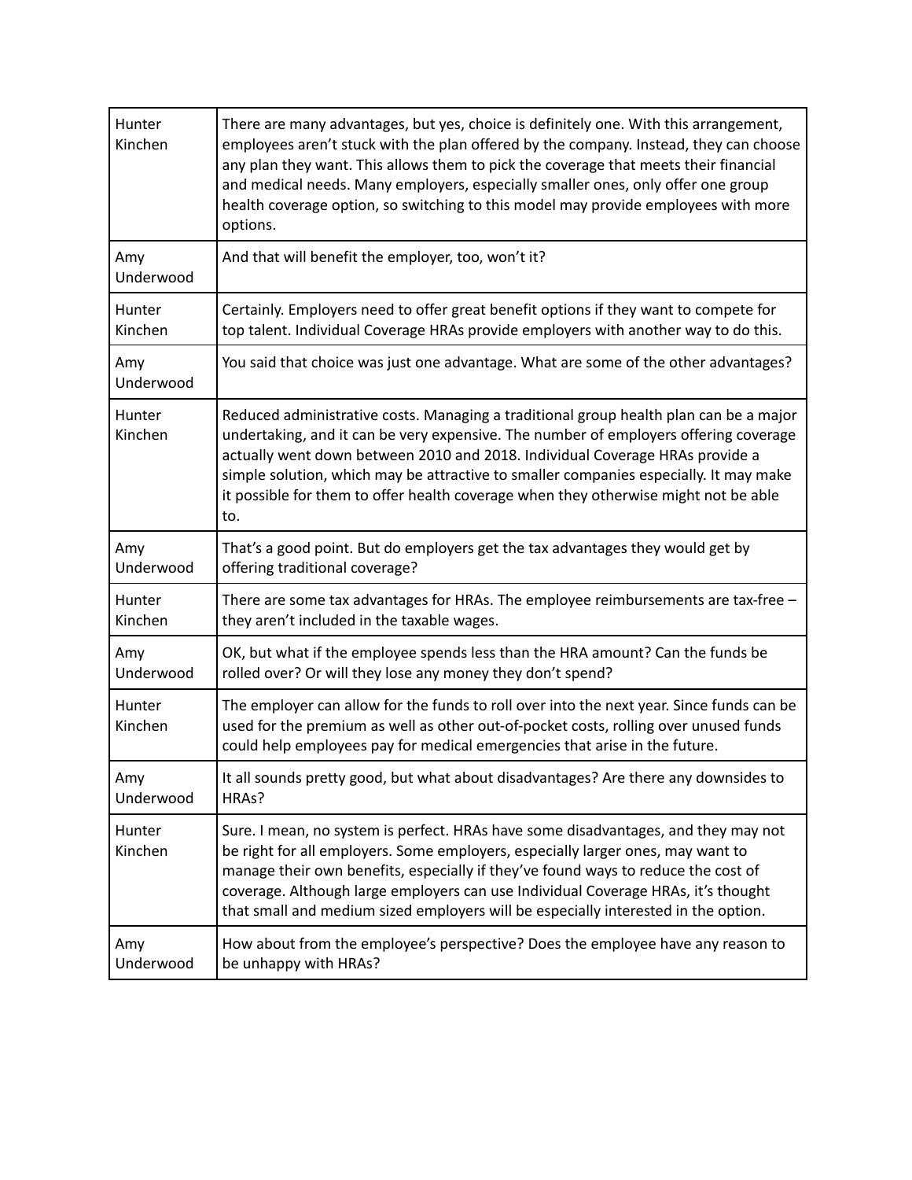| | |
|---|---|
| Hunter Kinchen | There are many advantages, but yes, choice is definitely one. With this arrangement, employees aren't stuck with the plan offered by the company. Instead, they can choose any plan they want. This allows them to pick the coverage that meets their financial and medical needs. Many employers, especially smaller ones, only offer one group health coverage option, so switching to this model may provide employees with more options. |
| Amy Underwood | And that will benefit the employer, too, won't it? |
| Hunter Kinchen | Certainly. Employers need to offer great benefit options if they want to compete for top talent. Individual Coverage HRAs provide employers with another way to do this. |
| Amy Underwood | You said that choice was just one advantage. What are some of the other advantages? |
| Hunter Kinchen | Reduced administrative costs. Managing a traditional group health plan can be a major undertaking, and it can be very expensive. The number of employers offering coverage actually went down between 2010 and 2018. Individual Coverage HRAs provide a simple solution, which may be attractive to smaller companies especially. It may make it possible for them to offer health coverage when they otherwise might not be able to. |
| Amy Underwood | That's a good point. But do employers get the tax advantages they would get by offering traditional coverage? |
| Hunter Kinchen | There are some tax advantages for HRAs. The employee reimbursements are tax-free – they aren't included in the taxable wages. |
| Amy Underwood | OK, but what if the employee spends less than the HRA amount? Can the funds be rolled over? Or will they lose any money they don't spend? |
| Hunter Kinchen | The employer can allow for the funds to roll over into the next year. Since funds can be used for the premium as well as other out-of-pocket costs, rolling over unused funds could help employees pay for medical emergencies that arise in the future. |
| Amy Underwood | It all sounds pretty good, but what about disadvantages? Are there any downsides to HRAs? |
| Hunter Kinchen | Sure. I mean, no system is perfect. HRAs have some disadvantages, and they may not be right for all employers. Some employers, especially larger ones, may want to manage their own benefits, especially if they've found ways to reduce the cost of coverage. Although large employers can use Individual Coverage HRAs, it's thought that small and medium sized employers will be especially interested in the option. |
| Amy Underwood | How about from the employee's perspective? Does the employee have any reason to be unhappy with HRAs? |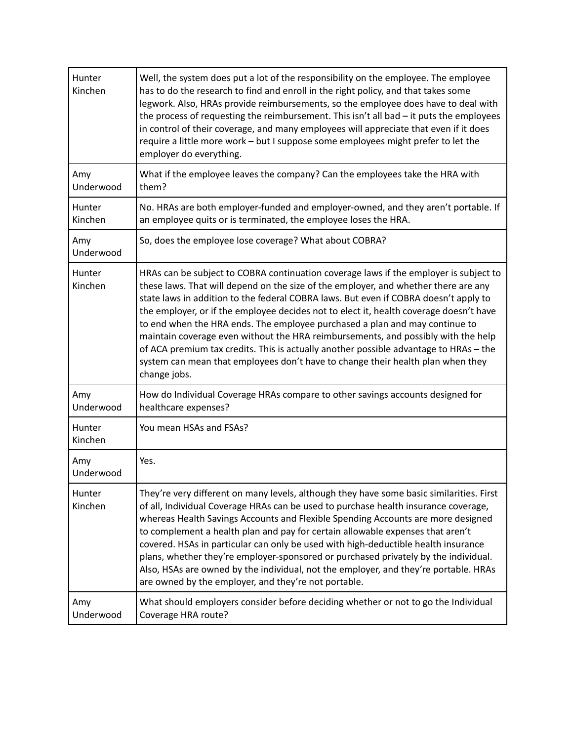| Hunter Kinchen | Well, the system does put a lot of the responsibility on the employee. The employee has to do the research to find and enroll in the right policy, and that takes some legwork. Also, HRAs provide reimbursements, so the employee does have to deal with the process of requesting the reimbursement. This isn't all bad – it puts the employees in control of their coverage, and many employees will appreciate that even if it does require a little more work – but I suppose some employees might prefer to let the employer do everything. |
|---|---|
| Amy Underwood | What if the employee leaves the company? Can the employees take the HRA with them? |
| Hunter Kinchen | No. HRAs are both employer-funded and employer-owned, and they aren't portable. If an employee quits or is terminated, the employee loses the HRA. |
| Amy Underwood | So, does the employee lose coverage? What about COBRA? |
| Hunter Kinchen | HRAs can be subject to COBRA continuation coverage laws if the employer is subject to these laws. That will depend on the size of the employer, and whether there are any state laws in addition to the federal COBRA laws. But even if COBRA doesn't apply to the employer, or if the employee decides not to elect it, health coverage doesn't have to end when the HRA ends. The employee purchased a plan and may continue to maintain coverage even without the HRA reimbursements, and possibly with the help of ACA premium tax credits. This is actually another possible advantage to HRAs – the system can mean that employees don't have to change their health plan when they change jobs. |
| Amy Underwood | How do Individual Coverage HRAs compare to other savings accounts designed for healthcare expenses? |
| Hunter Kinchen | You mean HSAs and FSAs? |
| Amy Underwood | Yes. |
| Hunter Kinchen | They're very different on many levels, although they have some basic similarities. First of all, Individual Coverage HRAs can be used to purchase health insurance coverage, whereas Health Savings Accounts and Flexible Spending Accounts are more designed to complement a health plan and pay for certain allowable expenses that aren't covered. HSAs in particular can only be used with high-deductible health insurance plans, whether they're employer-sponsored or purchased privately by the individual. Also, HSAs are owned by the individual, not the employer, and they're portable. HRAs are owned by the employer, and they're not portable. |
| Amy Underwood | What should employers consider before deciding whether or not to go the Individual Coverage HRA route? |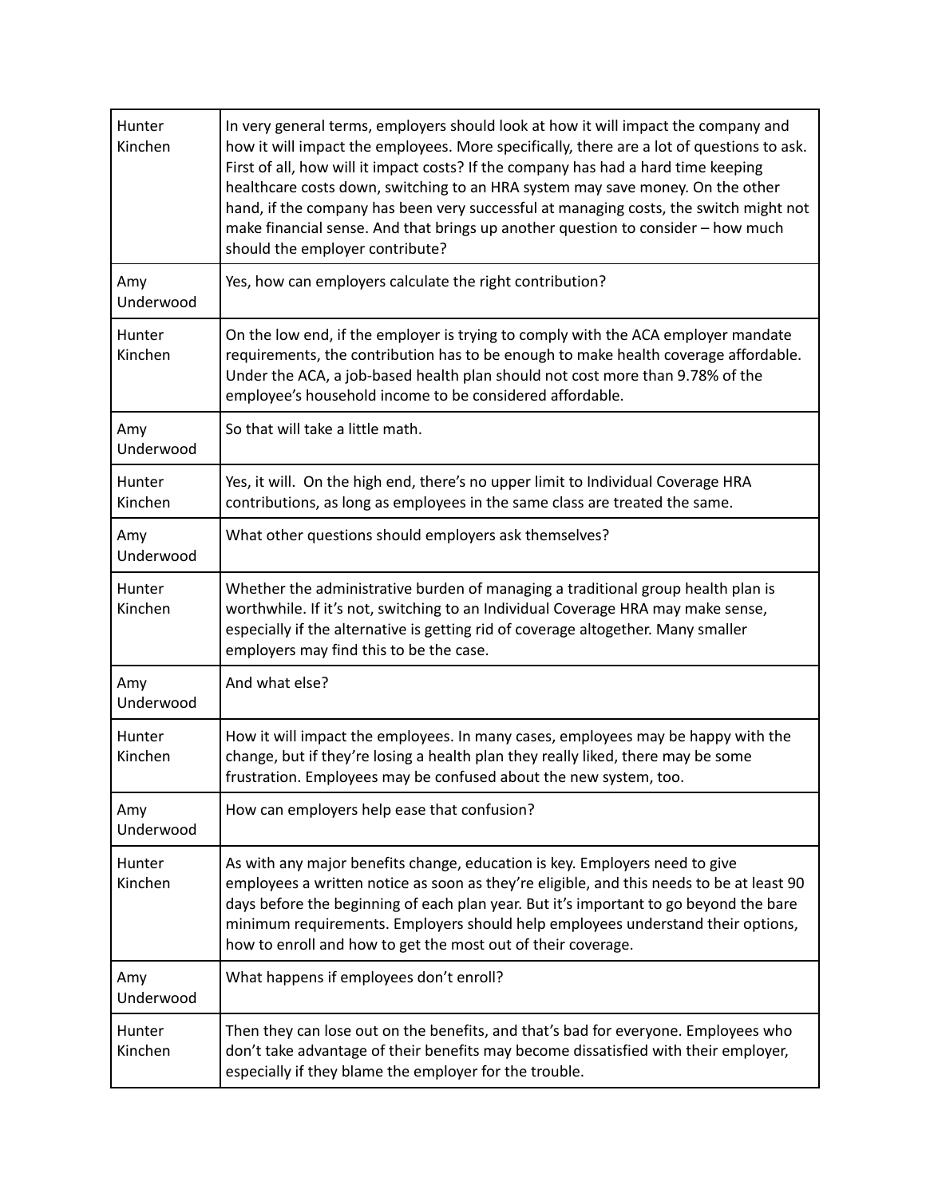| | |
|---|---|
| Hunter Kinchen | In very general terms, employers should look at how it will impact the company and how it will impact the employees. More specifically, there are a lot of questions to ask. First of all, how will it impact costs? If the company has had a hard time keeping healthcare costs down, switching to an HRA system may save money. On the other hand, if the company has been very successful at managing costs, the switch might not make financial sense. And that brings up another question to consider – how much should the employer contribute? |
| Amy Underwood | Yes, how can employers calculate the right contribution? |
| Hunter Kinchen | On the low end, if the employer is trying to comply with the ACA employer mandate requirements, the contribution has to be enough to make health coverage affordable. Under the ACA, a job-based health plan should not cost more than 9.78% of the employee's household income to be considered affordable. |
| Amy Underwood | So that will take a little math. |
| Hunter Kinchen | Yes, it will. On the high end, there's no upper limit to Individual Coverage HRA contributions, as long as employees in the same class are treated the same. |
| Amy Underwood | What other questions should employers ask themselves? |
| Hunter Kinchen | Whether the administrative burden of managing a traditional group health plan is worthwhile. If it's not, switching to an Individual Coverage HRA may make sense, especially if the alternative is getting rid of coverage altogether. Many smaller employers may find this to be the case. |
| Amy Underwood | And what else? |
| Hunter Kinchen | How it will impact the employees. In many cases, employees may be happy with the change, but if they're losing a health plan they really liked, there may be some frustration. Employees may be confused about the new system, too. |
| Amy Underwood | How can employers help ease that confusion? |
| Hunter Kinchen | As with any major benefits change, education is key. Employers need to give employees a written notice as soon as they're eligible, and this needs to be at least 90 days before the beginning of each plan year. But it's important to go beyond the bare minimum requirements. Employers should help employees understand their options, how to enroll and how to get the most out of their coverage. |
| Amy Underwood | What happens if employees don't enroll? |
| Hunter Kinchen | Then they can lose out on the benefits, and that's bad for everyone. Employees who don't take advantage of their benefits may become dissatisfied with their employer, especially if they blame the employer for the trouble. |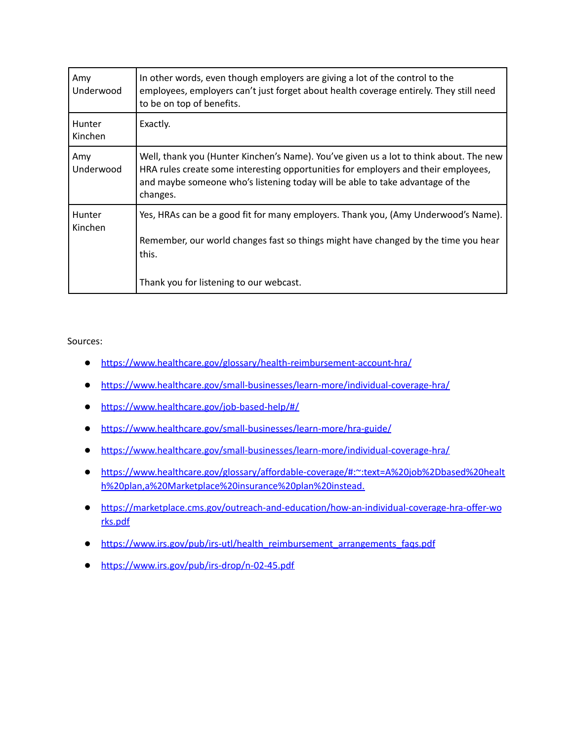| | |
|---|---|
| Amy Underwood | In other words, even though employers are giving a lot of the control to the employees, employers can't just forget about health coverage entirely. They still need to be on top of benefits. |
| Hunter Kinchen | Exactly. |
| Amy Underwood | Well, thank you (Hunter Kinchen's Name). You've given us a lot to think about. The new HRA rules create some interesting opportunities for employers and their employees, and maybe someone who's listening today will be able to take advantage of the changes. |
| Hunter Kinchen | Yes, HRAs can be a good fit for many employers. Thank you, (Amy Underwood's Name).<br><br>Remember, our world changes fast so things might have changed by the time you hear this.<br><br>Thank you for listening to our webcast. |

Sources:

- https://www.healthcare.gov/glossary/health-reimbursement-account-hra/
- https://www.healthcare.gov/small-businesses/learn-more/individual-coverage-hra/
- https://www.healthcare.gov/job-based-help/#/
- https://www.healthcare.gov/small-businesses/learn-more/hra-guide/
- https://www.healthcare.gov/small-businesses/learn-more/individual-coverage-hra/
- https://www.healthcare.gov/glossary/affordable-coverage/#:~:text=A%20job%2Dbased%20health%20plan,a%20Marketplace%20insurance%20plan%20instead.
- https://marketplace.cms.gov/outreach-and-education/how-an-individual-coverage-hra-offer-works.pdf
- https://www.irs.gov/pub/irs-utl/health_reimbursement_arrangements_faqs.pdf
- https://www.irs.gov/pub/irs-drop/n-02-45.pdf